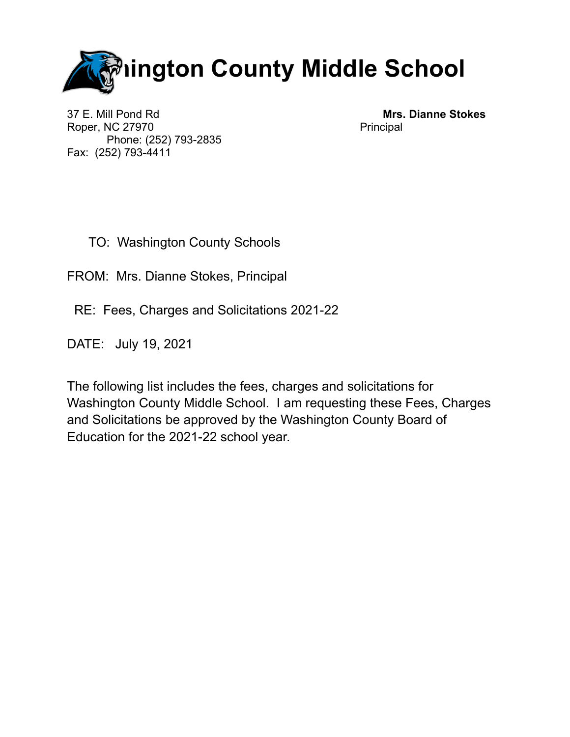# hington County Middle School

37 E. Mill Pond Rd
Roper, NC 27970
Phone: (252) 793-2835
Fax: (252) 793-4411

**Mrs. Dianne Stokes**
Principal

TO: Washington County Schools

FROM: Mrs. Dianne Stokes, Principal

RE: Fees, Charges and Solicitations 2021-22

DATE: July 19, 2021

The following list includes the fees, charges and solicitations for Washington County Middle School. I am requesting these Fees, Charges and Solicitations be approved by the Washington County Board of Education for the 2021-22 school year.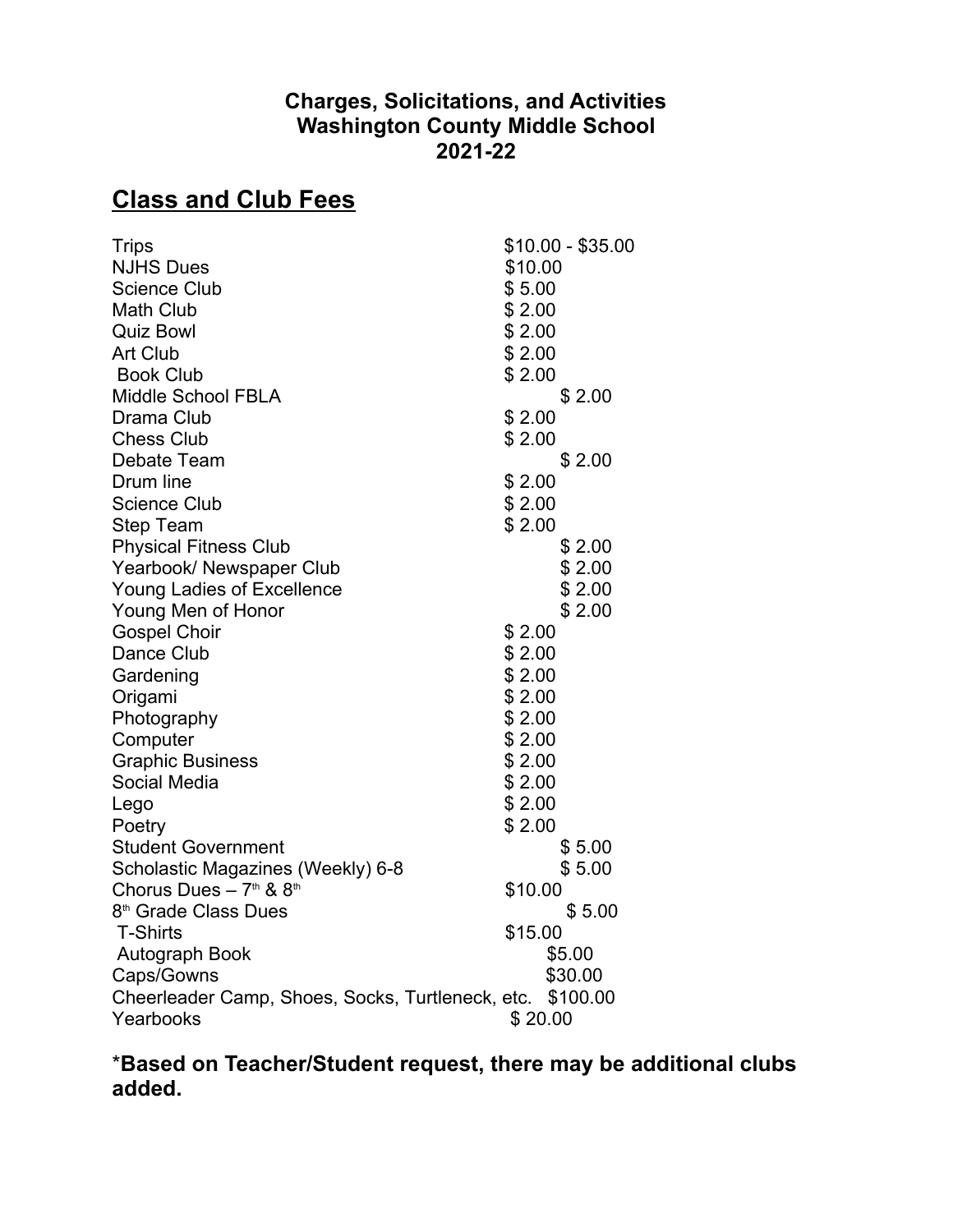**Charges, Solicitations, and Activities**
**Washington County Middle School**
**2021-22**

## Class and Club Fees

| | |
|---|---|
| Trips | $10.00 - $35.00 |
| NJHS Dues | $10.00 |
| Science Club | $ 5.00 |
| Math Club | $ 2.00 |
| Quiz Bowl | $ 2.00 |
| Art Club | $ 2.00 |
| Book Club | $ 2.00 |
| Middle School FBLA | $ 2.00 |
| Drama Club | $ 2.00 |
| Chess Club | $ 2.00 |
| Debate Team | $ 2.00 |
| Drum line | $ 2.00 |
| Science Club | $ 2.00 |
| Step Team | $ 2.00 |
| Physical Fitness Club | $ 2.00 |
| Yearbook/ Newspaper Club | $ 2.00 |
| Young Ladies of Excellence | $ 2.00 |
| Young Men of Honor | $ 2.00 |
| Gospel Choir | $ 2.00 |
| Dance Club | $ 2.00 |
| Gardening | $ 2.00 |
| Origami | $ 2.00 |
| Photography | $ 2.00 |
| Computer | $ 2.00 |
| Graphic Business | $ 2.00 |
| Social Media | $ 2.00 |
| Lego | $ 2.00 |
| Poetry | $ 2.00 |
| Student Government | $ 5.00 |
| Scholastic Magazines (Weekly) 6-8 | $ 5.00 |
| Chorus Dues – 7th & 8th | $10.00 |
| 8th Grade Class Dues | $ 5.00 |
| T-Shirts | $15.00 |
| Autograph Book | $5.00 |
| Caps/Gowns | $30.00 |
| Cheerleader Camp, Shoes, Socks, Turtleneck, etc. | $100.00 |
| Yearbooks | $ 20.00 |

***Based on Teacher/Student request, there may be additional clubs added.**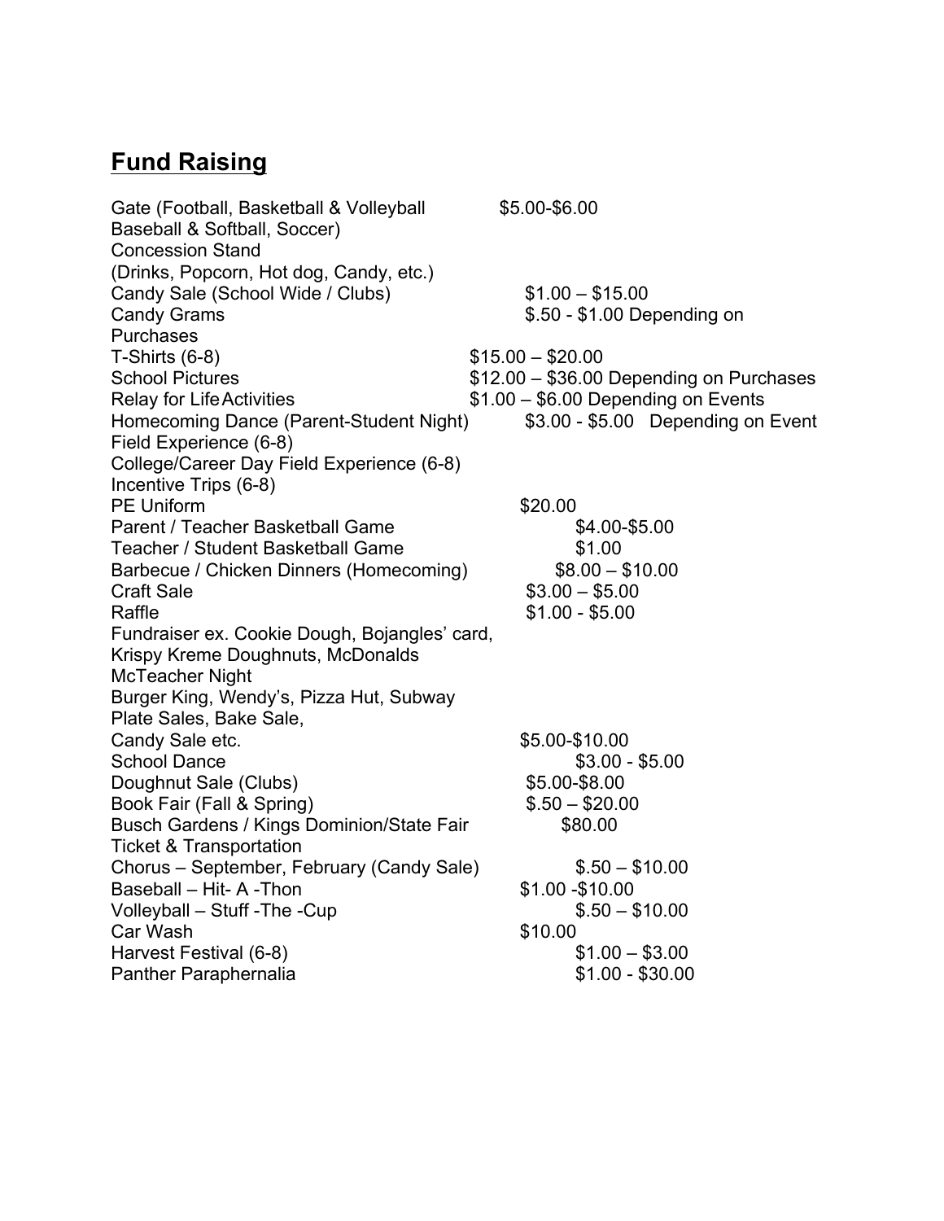## **Fund Raising**

| | |
|---|---|
| Gate (Football, Basketball & Volleyball Baseball & Softball, Soccer) | $5.00-$6.00 |
| Concession Stand (Drinks, Popcorn, Hot dog, Candy, etc.) | |
| Candy Sale (School Wide / Clubs) | $1.00 – $15.00 |
| Candy Grams | $.50 - $1.00 Depending on Purchases |
| T-Shirts (6-8) | $15.00 – $20.00 |
| School Pictures | $12.00 – $36.00 Depending on Purchases |
| Relay for Life Activities | $1.00 – $6.00 Depending on Events |
| Homecoming Dance (Parent-Student Night) | $3.00 - $5.00 Depending on Event |
| Field Experience (6-8) | |
| College/Career Day Field Experience (6-8) | |
| Incentive Trips (6-8) | |
| PE Uniform | $20.00 |
| Parent / Teacher Basketball Game | $4.00-$5.00 |
| Teacher / Student Basketball Game | $1.00 |
| Barbecue / Chicken Dinners (Homecoming) | $8.00 – $10.00 |
| Craft Sale | $3.00 – $5.00 |
| Raffle | $1.00 - $5.00 |
| Fundraiser ex. Cookie Dough, Bojangles' card, Krispy Kreme Doughnuts, McDonalds McTeacher Night Burger King, Wendy's, Pizza Hut, Subway Plate Sales, Bake Sale, Candy Sale etc. | $5.00-$10.00 |
| School Dance | $3.00 - $5.00 |
| Doughnut Sale (Clubs) | $5.00-$8.00 |
| Book Fair (Fall & Spring) | $.50 – $20.00 |
| Busch Gardens / Kings Dominion/State Fair Ticket & Transportation | $80.00 |
| Chorus – September, February (Candy Sale) | $.50 – $10.00 |
| Baseball – Hit- A -Thon | $1.00 -$10.00 |
| Volleyball – Stuff -The -Cup | $.50 – $10.00 |
| Car Wash | $10.00 |
| Harvest Festival (6-8) | $1.00 – $3.00 |
| Panther Paraphernalia | $1.00 - $30.00 |